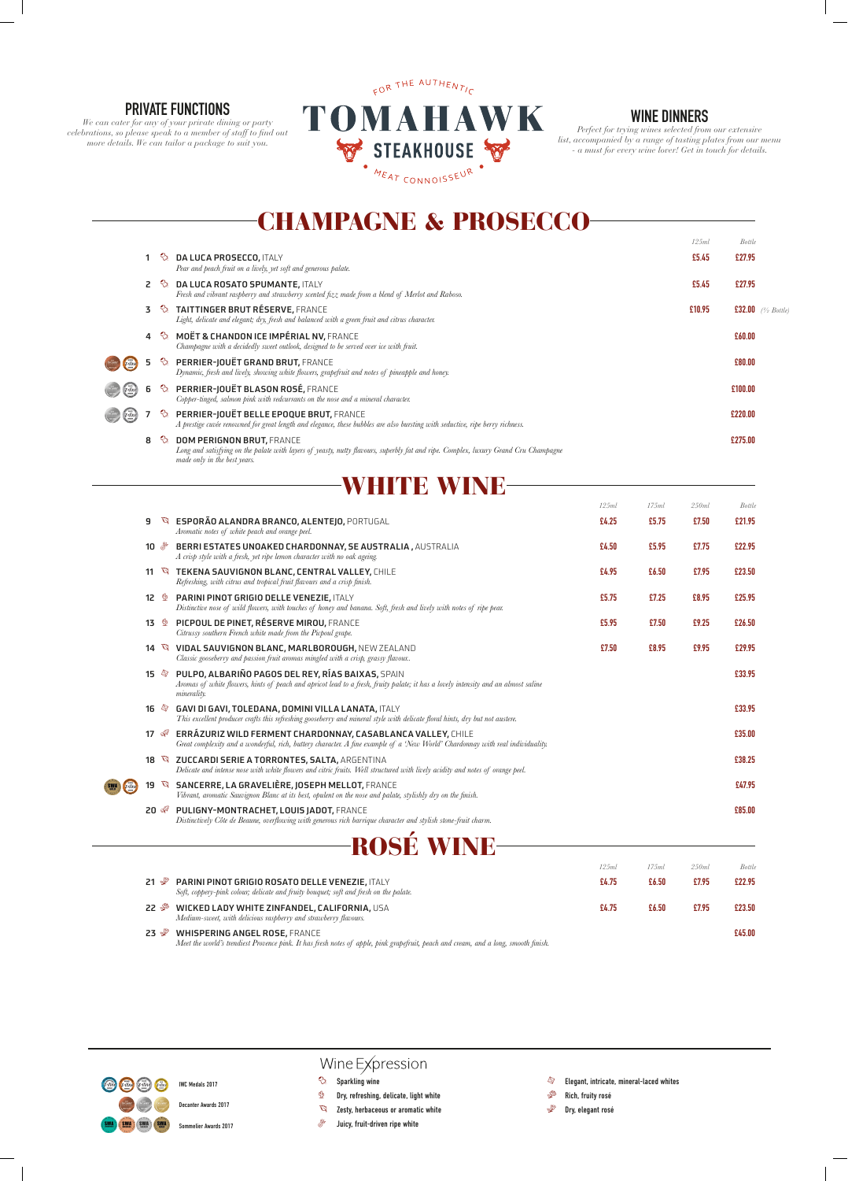## PRIVATE FUNCTIONS

*We can cater for any of your private dining or party celebrations, so please speak to a member of staff to find out more details. We can tailor a package to suit you.*

# FOR THE AUTHENTIC TOMAHAWK STEAKHOUSE MEAT CONNOISSEUR

## WINE DINNERS

*Perfect for trying wines selected from our extensive list, accompanied by a range of tasting plates from our menu - a must for every wine lover! Get in touch for details.*

# CHAMPAGNE & PROSECCO

| | | 125ml | Bottle |
|---|---|---|---|
| 1 | **DA LUCA PROSECCO,** ITALY<br>*Pear and peach fruit on a lively, yet soft and generous palate.* | £5.45 | £27.95 |
| 2 | **DA LUCA ROSATO SPUMANTE,** ITALY<br>*Fresh and vibrant raspberry and strawberry scented fizz made from a blend of Merlot and Raboso.* | £5.45 | £27.95 |
| 3 | **TAITTINGER BRUT RÉSERVE,** FRANCE<br>*Light, delicate and elegant; dry, fresh and balanced with a green fruit and citrus character.* | £10.95 | £32.00 (½ Bottle) |
| 4 | **MOËT & CHANDON ICE IMPÉRIAL NV,** FRANCE<br>*Champagne with a decidedly sweet outlook, designed to be served over ice with fruit.* | | £60.00 |
| 5 | **PERRIER-JOUËT GRAND BRUT,** FRANCE<br>*Dynamic, fresh and lively, showing white flowers, grapefruit and notes of pineapple and honey.* | | £80.00 |
| 6 | **PERRIER-JOUËT BLASON ROSÉ,** FRANCE<br>*Copper-tinged, salmon pink with redcurrants on the nose and a mineral character.* | | £100.00 |
| 7 | **PERRIER-JOUËT BELLE EPOQUE BRUT,** FRANCE<br>*A prestige cuvée renowned for great length and elegance, these bubbles are also bursting with seductive, ripe berry richness.* | | £220.00 |
| 8 | **DOM PERIGNON BRUT,** FRANCE<br>*Long and satisfying on the palate with layers of yeasty, nutty flavours, superbly fat and ripe. Complex, luxury Grand Cru Champagne made only in the best years.* | | £275.00 |

# WHITE WINE

| | | 125ml | 175ml | 250ml | Bottle |
|---|---|---|---|---|---|
| 9 | **ESPORÃO ALANDRA BRANCO, ALENTEJO,** PORTUGAL<br>*Aromatic notes of white peach and orange peel.* | £4.25 | £5.75 | £7.50 | £21.95 |
| 10 | **BERRI ESTATES UNOAKED CHARDONNAY, SE AUSTRALIA ,** AUSTRALIA<br>*A crisp style with a fresh, yet ripe lemon character with no oak ageing.* | £4.50 | £5.95 | £7.75 | £22.95 |
| 11 | **TEKENA SAUVIGNON BLANC, CENTRAL VALLEY,** CHILE<br>*Refreshing, with citrus and tropical fruit flavours and a crisp finish.* | £4.95 | £6.50 | £7.95 | £23.50 |
| 12 | **PARINI PINOT GRIGIO DELLE VENEZIE,** ITALY<br>*Distinctive nose of wild flowers, with touches of honey and banana. Soft, fresh and lively with notes of ripe pear.* | £5.75 | £7.25 | £8.95 | £25.95 |
| 13 | **PICPOUL DE PINET, RÉSERVE MIROU,** FRANCE<br>*Citrussy southern French white made from the Picpoul grape.* | £5.95 | £7.50 | £9.25 | £26.50 |
| 14 | **VIDAL SAUVIGNON BLANC, MARLBOROUGH,** NEW ZEALAND<br>*Classic gooseberry and passion fruit aromas mingled with a crisp, grassy flavour.* | £7.50 | £8.95 | £9.95 | £29.95 |
| 15 | **PULPO, ALBARIÑO PAGOS DEL REY, RÍAS BAIXAS,** SPAIN<br>*Aromas of white flowers, hints of peach and apricot lead to a fresh, fruity palate; it has a lovely intensity and an almost saline minerality.* | | | | £33.95 |
| 16 | **GAVI DI GAVI, TOLEDANA, DOMINI VILLA LANATA,** ITALY<br>*This excellent producer crafts this refreshing gooseberry and mineral style with delicate floral hints, dry but not austere.* | | | | £33.95 |
| 17 | **ERRÁZURIZ WILD FERMENT CHARDONNAY, CASABLANCA VALLEY,** CHILE<br>*Great complexity and a wonderful, rich, buttery character. A fine example of a 'New World' Chardonnay with real individuality.* | | | | £35.00 |
| 18 | **ZUCCARDI SERIE A TORRONTES, SALTA,** ARGENTINA<br>*Delicate and intense nose with white flowers and citric fruits. Well structured with lively acidity and notes of orange peel.* | | | | £38.25 |
| 19 | **SANCERRE, LA GRAVELIÈRE, JOSEPH MELLOT,** FRANCE<br>*Vibrant, aromatic Sauvignon Blanc at its best, opulent on the nose and palate, stylishly dry on the finish.* | | | | £47.95 |
| 20 | **PULIGNY-MONTRACHET, LOUIS JADOT,** FRANCE<br>*Distinctively Côte de Beaune, overflowing with generous rich barrique character and stylish stone-fruit charm.* | | | | £85.00 |

# ROSÉ WINE

| | | 125ml | 175ml | 250ml | Bottle |
|---|---|---|---|---|---|
| 21 | **PARINI PINOT GRIGIO ROSATO DELLE VENEZIE,** ITALY<br>*Soft, coppery-pink colour; delicate and fruity bouquet; soft and fresh on the palate.* | £4.75 | £6.50 | £7.95 | £22.95 |
| 22 | **WICKED LADY WHITE ZINFANDEL, CALIFORNIA,** USA<br>*Medium-sweet, with delicious raspberry and strawberry flavours.* | £4.75 | £6.50 | £7.95 | £23.50 |
| 23 | **WHISPERING ANGEL ROSE,** FRANCE<br>*Meet the world's trendiest Provence pink. It has fresh notes of apple, pink grapefruit, peach and cream, and a long, smooth finish.* | | | | £45.00 |

IWC Medals 2017

Decanter Awards 2017

Sommelier Awards 2017

**Wine Expression**

- Sparkling wine
- Dry, refreshing, delicate, light white
- Zesty, herbaceous or aromatic white
- Juicy, fruit-driven ripe white
- Elegant, intricate, mineral-laced whites
- Rich, fruity rosé
- Dry, elegant rosé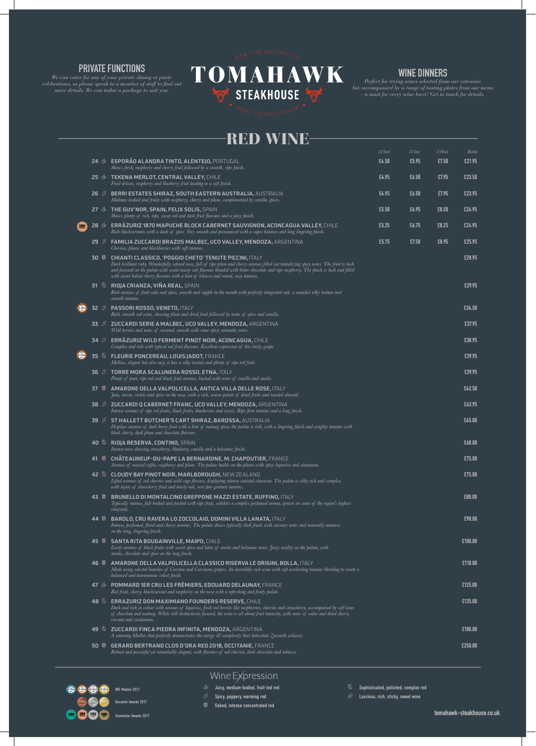## PRIVATE FUNCTIONS

*We can cater for any of your private dining or party celebrations, so please speak to a member of staff to find out more details. We can tailor a package to suit you.*

# TOMAHAWK STEAKHOUSE

FOR THE AUTHENTIC MEAT CONNOISSEUR

## WINE DINNERS

*Perfect for trying wines selected from our extensive list, accompanied by a range of tasting plates from our menu - a must for every wine lover! Get in touch for details.*

# RED WINE

| | 125ml | 175ml | 250ml | Bottle |
|---|---|---|---|---|
| **24 ESPORÃO ALANDRA TINTO, ALENTEJO,** PORTUGAL<br>*Shows fresh, raspberry and cherry fruit followed by a smooth, ripe finish.* | £4.50 | £5.95 | £7.50 | £21.95 |
| **25 TEKENA MERLOT, CENTRAL VALLEY,** CHILE<br>*Fruit-driven, raspberry and blueberry fruit leading to a soft finish.* | £4.95 | £6.50 | £7.95 | £23.50 |
| **26 BERRI ESTATES SHIRAZ, SOUTH EASTERN AUSTRALIA,** AUSTRALIA<br>*Medium-bodied and fruity with raspberry, cherry and plum, complemented by vanilla spices.* | £4.95 | £6.50 | £7.95 | £23.95 |
| **27 THE GUV'NOR, SPAIN, FELIX SOLIS,** SPAIN<br>*Shows plenty of rich, ripe, sweet red and dark fruit flavours and a juicy finish.* | £5.50 | £6.95 | £8.50 | £24.95 |
| **28 ERRÁZURIZ 1870 MAPUCHE BLOCK CABERNET SAUVIGNON, ACONCAGUA VALLEY,** CHILE<br>*Rich blackcurrants with a dash of spice. Very smooth and pronounced with a super balance and long lingering finish.* | £5.25 | £6.75 | £8.25 | £24.95 |
| **29 FAMILIA ZUCCARDI BRAZOS MALBEC, UCO VALLEY, MENDOZA,** ARGENTINA<br>*Cherries, plums and blackberries with soft tannins.* | £5.75 | £7.50 | £8.95 | £25.95 |
| **30 CHIANTI CLASSICO, 'POGGIO CHETO' TENUTE PICCINI,** ITALY<br>*Dark brilliant ruby. Wonderfully refined nose, full of ripe plum and cherry aromas filled out tantalizing spicy notes. The fruit is lush and forward on the palate with sweet toasty oak flavours blended with bitter chocolate and ripe raspberry. The finish is lush and filled with sweet baked cherry flavours with a hint of tobacco and round, easy tannins.* | | | | £28.95 |
| **31 RIOJA CRIANZA, VIÑA REAL,** SPAIN<br>*Rich aromas of fruit cake and spice, smooth and supple in the mouth with perfectly integrated oak, a rounded silky texture and smooth tannins.* | | | | £29.95 |
| **32 PASSORI ROSSO, VENETO,** ITALY<br>*Rich, smooth red wine, showing plum and dried fruit followed by notes of spice and vanilla.* | | | | £34.50 |
| **33 ZUCCARDI SERIE A MALBEC, UCO VALLEY, MENDOZA,** ARGENTINA<br>*Wild berries and notes of caramel, smooth with some spicy, aromatic notes.* | | | | £37.95 |
| **34 ERRÁZURIZ WILD FERMENT PINOT NOIR, ACONCAGUA,** CHILE<br>*Complex and rich with typical red fruit flavours. Excellent expression of this tricky grape.* | | | | £38.95 |
| **35 FLEURIE PONCEREAU, LOUIS JADOT,** FRANCE<br>*Mellow, elegant but also racy, it has a silky texture and plenty of ripe red fruit.* | | | | £39.95 |
| **36 TORRE MORA SCALUNERA ROSSO, ETNA,** ITALY<br>*Plenty of pure, ripe red and black fruit aromas, backed with notes of vanilla and smoke.* | | | | £39.95 |
| **37 AMARONE DELLA VALPOLICELLA, ANTICA VILLA DELLE ROSE,** ITALY<br>*Jam, raisin, violets and spice on the nose, with a rich, warm palate of dried fruits and toasted almond.* | | | | £42.50 |
| **38 ZUCCARDI Q CABERNET FRANC, UCO VALLEY, MENDOZA,** ARGENTINA<br>*Intense aromas of ripe red fruits, black fruits, blueberries and cassis. Ripe firm tannins and a long finish.* | | | | £43.95 |
| **39 ST HALLETT BUTCHER'S CART SHIRAZ, BAROSSA,** AUSTRALIA<br>*Displays aromas of dark berry fruit with a hint of nutmeg spice; the palate is rich, with a lingering finish and weighty tannins with black cherry, dark plum and chocolate flavours.* | | | | £45.00 |
| **40 RIOJA RESERVA, CONTINO,** SPAIN<br>*Intense nose showing strawberry, blueberry, vanilla and a balsamic finish.* | | | | £60.00 |
| **41 CHÂTEAUNEUF-DU-PAPE LA BERNARDINE, M. CHAPOUTIER,** FRANCE<br>*Aromas of roasted coffee, raspberry and plum. The palate builds on the plums with spicy liquorice and cinnamon.* | | | | £75.00 |
| **42 CLOUDY BAY PINOT NOIR, MARLBOROUGH,** NEW ZEALAND<br>*Lifted aromas of red cherries and wild sage flowers, displaying intense varietal character. The palate is silky rich and complex, with layers of strawberry fruit and toasty oak, over fine-grained tannins.* | | | | £75.00 |
| **43 BRUNELLO DI MONTALCINO GREPPONE MAZZI ESTATE, RUFFINO,** ITALY<br>*Typically intense, full-bodied and packed with ripe fruit, exhibits a complex perfumed aroma, grown on some of the region's highest vineyards.* | | | | £80.00 |
| **44 BAROLO, CRU RAVERA LO ZOCCOLAIO, DOMINI VILLA LANATA,** ITALY<br>*Intense, perfumed, floral and cherry aromas. The palate shows typically dark fruits with savoury notes and minerally nuances on the long, lingering finish.* | | | | £90.00 |
| **45 SANTA RITA BOUGAINVILLE, MAIPO,** CHILE<br>*Lively aromas of black fruits with sweet spice and hints of smoke and balsamic notes. Juicy acidity on the palate, with smoke, chocolate and spice on the long finish.* | | | | £100.00 |
| **46 AMARONE DELLA VALPOLICELLA CLASSICO RISERVA LE ORIGINI, BOLLA,** ITALY<br>*Made using selected bunches of Corvina and Corvinone grapes. An incredibly rich wine with soft everlasting tannins blending to create a balanced and harmonious velvet finish.* | | | | £110.00 |
| **47 POMMARD 1ER CRU LES FRÉMIERS, EDOUARD DELAUNAY,** FRANCE<br>*Red fruit, cherry, blackcurrant and raspberry on the nose with a refreshing and fruity palate.* | | | | £125.00 |
| **48 ERRAZURIZ DON MAXIMIANO FOUNDERS RESERVE,** CHILE<br>*Dark and rich in colour with aromas of liquorice, fresh red berries like raspberries, cherries and strawberry, accompanied by soft tones of chocolate and nutmeg. While still distinctively focused, the wine is all about fruit intensity, with notes of cedar and dried cherry, currant and cardamom.* | | | | £135.00 |
| **49 ZUCCARDI FINCA PIEDRA INFINITA, MENDOZA,** ARGENTINA<br>*A stunning Malbec that perfectly demonstrates the energy & complexity that Sebastián Zuccardi achieves.* | | | | £180.00 |
| **50 GERARD BERTRAND CLOS D'ORA RED 2018, OCCITANIE,** FRANCE<br>*Robust and powerful yet remarkably elegant, with flavours of red cherries, dark chocolate and tobacco.* | | | | £250.00 |

IWC Medals 2017

Decanter Awards 2017

Sommelier Awards 2017

## Wine Expression

- Juicy, medium-bodied, fruit-led red
- Spicy, peppery, warming red
- Oaked, intense concentrated red
- Sophisticated, polished, complex red
- Luscious, rich, sticky, sweet wine

tomahawk-steakhouse.co.uk